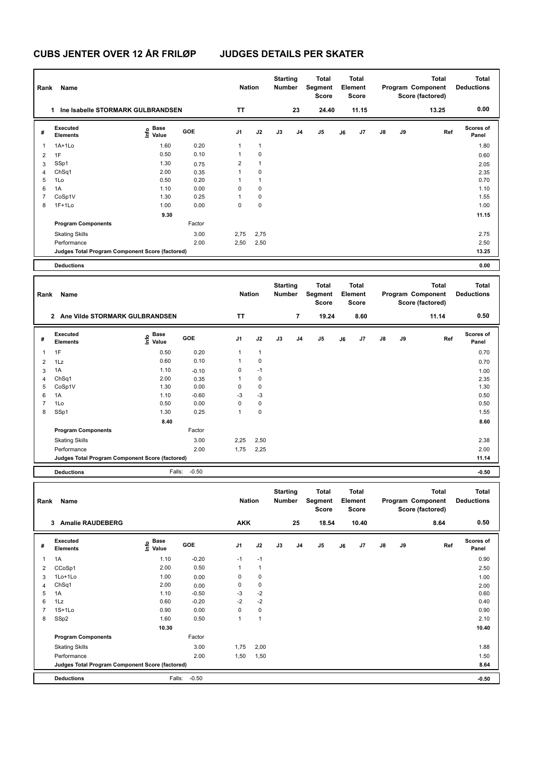# CUBS JENTER OVER 12 ÅR FRILØP JUDGES DETAILS PER SKATER

| Rank | Name | Nation | Starting Number | Total Segment Score | Total Element Score | Total Program Component Score (factored) | Total Deductions |
|---|---|---|---|---|---|---|---|
| 1 | Ine Isabelle STORMARK GULBRANDSEN | TT | 23 | 24.40 | 11.15 | 13.25 | 0.00 |

| # | Executed Elements | Info | Base Value | GOE | J1 | J2 | J3 | J4 | J5 | J6 | J7 | J8 | J9 | Ref | Scores of Panel |
|---|---|---|---|---|---|---|---|---|---|---|---|---|---|---|---|
| 1 | 1A+1Lo | | 1.60 | 0.20 | 1 | 1 | | | | | | | | | 1.80 |
| 2 | 1F | | 0.50 | 0.10 | 1 | 0 | | | | | | | | | 0.60 |
| 3 | SSp1 | | 1.30 | 0.75 | 2 | 1 | | | | | | | | | 2.05 |
| 4 | ChSq1 | | 2.00 | 0.35 | 1 | 0 | | | | | | | | | 2.35 |
| 5 | 1Lo | | 0.50 | 0.20 | 1 | 1 | | | | | | | | | 0.70 |
| 6 | 1A | | 1.10 | 0.00 | 0 | 0 | | | | | | | | | 1.10 |
| 7 | CoSp1V | | 1.30 | 0.25 | 1 | 0 | | | | | | | | | 1.55 |
| 8 | 1F+1Lo | | 1.00 | 0.00 | 0 | 0 | | | | | | | | | 1.00 |
| | | | 9.30 | | | | | | | | | | | | 11.15 |
| | **Program Components** | | | Factor | | | | | | | | | | | |
| | Skating Skills | | | 3.00 | 2,75 | 2,75 | | | | | | | | | 2.75 |
| | Performance | | | 2.00 | 2,50 | 2,50 | | | | | | | | | 2.50 |
| | **Judges Total Program Component Score (factored)** | | | | | | | | | | | | | | 13.25 |
| | **Deductions** | | | | | | | | | | | | | | 0.00 |

| Rank | Name | Nation | Starting Number | Total Segment Score | Total Element Score | Total Program Component Score (factored) | Total Deductions |
|---|---|---|---|---|---|---|---|
| 2 | Ane Vilde STORMARK GULBRANDSEN | TT | 7 | 19.24 | 8.60 | 11.14 | 0.50 |

| # | Executed Elements | Info | Base Value | GOE | J1 | J2 | J3 | J4 | J5 | J6 | J7 | J8 | J9 | Ref | Scores of Panel |
|---|---|---|---|---|---|---|---|---|---|---|---|---|---|---|---|
| 1 | 1F | | 0.50 | 0.20 | 1 | 1 | | | | | | | | | 0.70 |
| 2 | 1Lz | | 0.60 | 0.10 | 1 | 0 | | | | | | | | | 0.70 |
| 3 | 1A | | 1.10 | -0.10 | 0 | -1 | | | | | | | | | 1.00 |
| 4 | ChSq1 | | 2.00 | 0.35 | 1 | 0 | | | | | | | | | 2.35 |
| 5 | CoSp1V | | 1.30 | 0.00 | 0 | 0 | | | | | | | | | 1.30 |
| 6 | 1A | | 1.10 | -0.60 | -3 | -3 | | | | | | | | | 0.50 |
| 7 | 1Lo | | 0.50 | 0.00 | 0 | 0 | | | | | | | | | 0.50 |
| 8 | SSp1 | | 1.30 | 0.25 | 1 | 0 | | | | | | | | | 1.55 |
| | | | 8.40 | | | | | | | | | | | | 8.60 |
| | **Program Components** | | | Factor | | | | | | | | | | | |
| | Skating Skills | | | 3.00 | 2,25 | 2,50 | | | | | | | | | 2.38 |
| | Performance | | | 2.00 | 1,75 | 2,25 | | | | | | | | | 2.00 |
| | **Judges Total Program Component Score (factored)** | | | | | | | | | | | | | | 11.14 |
| | **Deductions** | | Falls: | -0.50 | | | | | | | | | | | -0.50 |

| Rank | Name | Nation | Starting Number | Total Segment Score | Total Element Score | Total Program Component Score (factored) | Total Deductions |
|---|---|---|---|---|---|---|---|
| 3 | Amalie RAUDEBERG | AKK | 25 | 18.54 | 10.40 | 8.64 | 0.50 |

| # | Executed Elements | Info | Base Value | GOE | J1 | J2 | J3 | J4 | J5 | J6 | J7 | J8 | J9 | Ref | Scores of Panel |
|---|---|---|---|---|---|---|---|---|---|---|---|---|---|---|---|
| 1 | 1A | | 1.10 | -0.20 | -1 | -1 | | | | | | | | | 0.90 |
| 2 | CCoSp1 | | 2.00 | 0.50 | 1 | 1 | | | | | | | | | 2.50 |
| 3 | 1Lo+1Lo | | 1.00 | 0.00 | 0 | 0 | | | | | | | | | 1.00 |
| 4 | ChSq1 | | 2.00 | 0.00 | 0 | 0 | | | | | | | | | 2.00 |
| 5 | 1A | | 1.10 | -0.50 | -3 | -2 | | | | | | | | | 0.60 |
| 6 | 1Lz | | 0.60 | -0.20 | -2 | -2 | | | | | | | | | 0.40 |
| 7 | 1S+1Lo | | 0.90 | 0.00 | 0 | 0 | | | | | | | | | 0.90 |
| 8 | SSp2 | | 1.60 | 0.50 | 1 | 1 | | | | | | | | | 2.10 |
| | | | 10.30 | | | | | | | | | | | | 10.40 |
| | **Program Components** | | | Factor | | | | | | | | | | | |
| | Skating Skills | | | 3.00 | 1,75 | 2,00 | | | | | | | | | 1.88 |
| | Performance | | | 2.00 | 1,50 | 1,50 | | | | | | | | | 1.50 |
| | **Judges Total Program Component Score (factored)** | | | | | | | | | | | | | | 8.64 |
| | **Deductions** | | Falls: | -0.50 | | | | | | | | | | | -0.50 |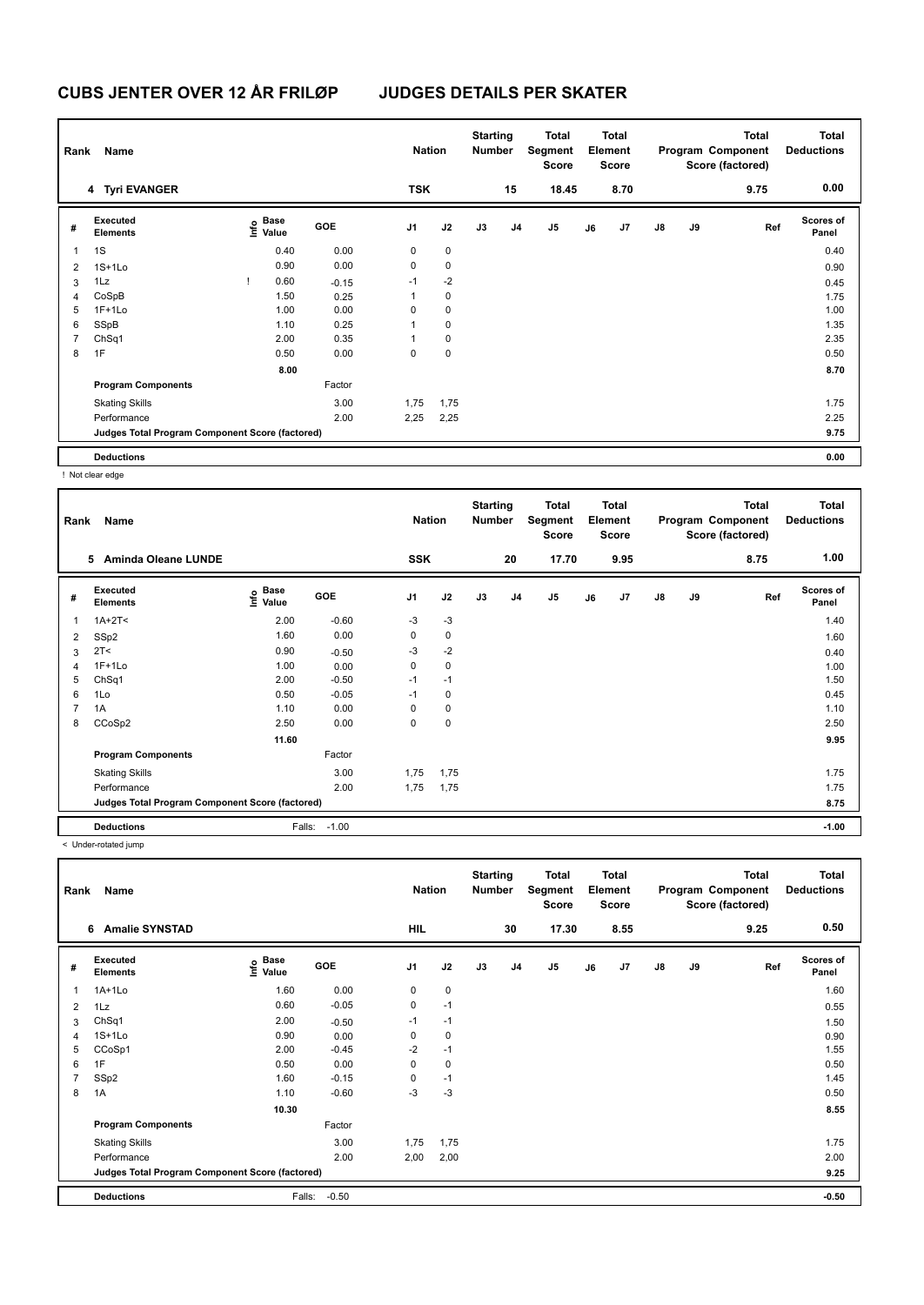# CUBS JENTER OVER 12 ÅR FRILØP JUDGES DETAILS PER SKATER

| Rank | Name | | | Nation | | Starting Number | Total Segment Score | Total Element Score | Total Program Component Score (factored) | Total Deductions |
|---|---|---|---|---|---|---|---|---|---|---|
| 4 | Tyri EVANGER | | | TSK | | 15 | 18.45 | 8.70 | 9.75 | 0.00 |

| # | Executed Elements | Info | Base Value | GOE | J1 | J2 | J3 | J4 | J5 | J6 | J7 | J8 | J9 | Ref | Scores of Panel |
|---|---|---|---|---|---|---|---|---|---|---|---|---|---|---|---|
| 1 | 1S | | 0.40 | 0.00 | 0 | 0 | | | | | | | | | 0.40 |
| 2 | 1S+1Lo | | 0.90 | 0.00 | 0 | 0 | | | | | | | | | 0.90 |
| 3 | 1Lz | ! | 0.60 | -0.15 | -1 | -2 | | | | | | | | | 0.45 |
| 4 | CoSpB | | 1.50 | 0.25 | 1 | 0 | | | | | | | | | 1.75 |
| 5 | 1F+1Lo | | 1.00 | 0.00 | 0 | 0 | | | | | | | | | 1.00 |
| 6 | SSpB | | 1.10 | 0.25 | 1 | 0 | | | | | | | | | 1.35 |
| 7 | ChSq1 | | 2.00 | 0.35 | 1 | 0 | | | | | | | | | 2.35 |
| 8 | 1F | | 0.50 | 0.00 | 0 | 0 | | | | | | | | | 0.50 |
| | | | 8.00 | | | | | | | | | | | | 8.70 |
| | **Program Components** | | | Factor | | | | | | | | | | | |
| | Skating Skills | | | 3.00 | 1,75 | 1,75 | | | | | | | | | 1.75 |
| | Performance | | | 2.00 | 2,25 | 2,25 | | | | | | | | | 2.25 |
| | **Judges Total Program Component Score (factored)** | | | | | | | | | | | | | | 9.75 |
| | **Deductions** | | | | | | | | | | | | | | 0.00 |

! Not clear edge

| Rank | Name | | | Nation | | Starting Number | Total Segment Score | Total Element Score | Total Program Component Score (factored) | Total Deductions |
|---|---|---|---|---|---|---|---|---|---|---|
| 5 | Aminda Oleane LUNDE | | | SSK | | 20 | 17.70 | 9.95 | 8.75 | 1.00 |

| # | Executed Elements | Info | Base Value | GOE | J1 | J2 | J3 | J4 | J5 | J6 | J7 | J8 | J9 | Ref | Scores of Panel |
|---|---|---|---|---|---|---|---|---|---|---|---|---|---|---|---|
| 1 | 1A+2T< | | 2.00 | -0.60 | -3 | -3 | | | | | | | | | 1.40 |
| 2 | SSp2 | | 1.60 | 0.00 | 0 | 0 | | | | | | | | | 1.60 |
| 3 | 2T< | | 0.90 | -0.50 | -3 | -2 | | | | | | | | | 0.40 |
| 4 | 1F+1Lo | | 1.00 | 0.00 | 0 | 0 | | | | | | | | | 1.00 |
| 5 | ChSq1 | | 2.00 | -0.50 | -1 | -1 | | | | | | | | | 1.50 |
| 6 | 1Lo | | 0.50 | -0.05 | -1 | 0 | | | | | | | | | 0.45 |
| 7 | 1A | | 1.10 | 0.00 | 0 | 0 | | | | | | | | | 1.10 |
| 8 | CCoSp2 | | 2.50 | 0.00 | 0 | 0 | | | | | | | | | 2.50 |
| | | | 11.60 | | | | | | | | | | | | 9.95 |
| | **Program Components** | | | Factor | | | | | | | | | | | |
| | Skating Skills | | | 3.00 | 1,75 | 1,75 | | | | | | | | | 1.75 |
| | Performance | | | 2.00 | 1,75 | 1,75 | | | | | | | | | 1.75 |
| | **Judges Total Program Component Score (factored)** | | | | | | | | | | | | | | 8.75 |
| | **Deductions** | | Falls: | -1.00 | | | | | | | | | | | -1.00 |

< Under-rotated jump

| Rank | Name | | | Nation | | Starting Number | Total Segment Score | Total Element Score | Total Program Component Score (factored) | Total Deductions |
|---|---|---|---|---|---|---|---|---|---|---|
| 6 | Amalie SYNSTAD | | | HIL | | 30 | 17.30 | 8.55 | 9.25 | 0.50 |

| # | Executed Elements | Info | Base Value | GOE | J1 | J2 | J3 | J4 | J5 | J6 | J7 | J8 | J9 | Ref | Scores of Panel |
|---|---|---|---|---|---|---|---|---|---|---|---|---|---|---|---|
| 1 | 1A+1Lo | | 1.60 | 0.00 | 0 | 0 | | | | | | | | | 1.60 |
| 2 | 1Lz | | 0.60 | -0.05 | 0 | -1 | | | | | | | | | 0.55 |
| 3 | ChSq1 | | 2.00 | -0.50 | -1 | -1 | | | | | | | | | 1.50 |
| 4 | 1S+1Lo | | 0.90 | 0.00 | 0 | 0 | | | | | | | | | 0.90 |
| 5 | CCoSp1 | | 2.00 | -0.45 | -2 | -1 | | | | | | | | | 1.55 |
| 6 | 1F | | 0.50 | 0.00 | 0 | 0 | | | | | | | | | 0.50 |
| 7 | SSp2 | | 1.60 | -0.15 | 0 | -1 | | | | | | | | | 1.45 |
| 8 | 1A | | 1.10 | -0.60 | -3 | -3 | | | | | | | | | 0.50 |
| | | | 10.30 | | | | | | | | | | | | 8.55 |
| | **Program Components** | | | Factor | | | | | | | | | | | |
| | Skating Skills | | | 3.00 | 1,75 | 1,75 | | | | | | | | | 1.75 |
| | Performance | | | 2.00 | 2,00 | 2,00 | | | | | | | | | 2.00 |
| | **Judges Total Program Component Score (factored)** | | | | | | | | | | | | | | 9.25 |
| | **Deductions** | | Falls: | -0.50 | | | | | | | | | | | -0.50 |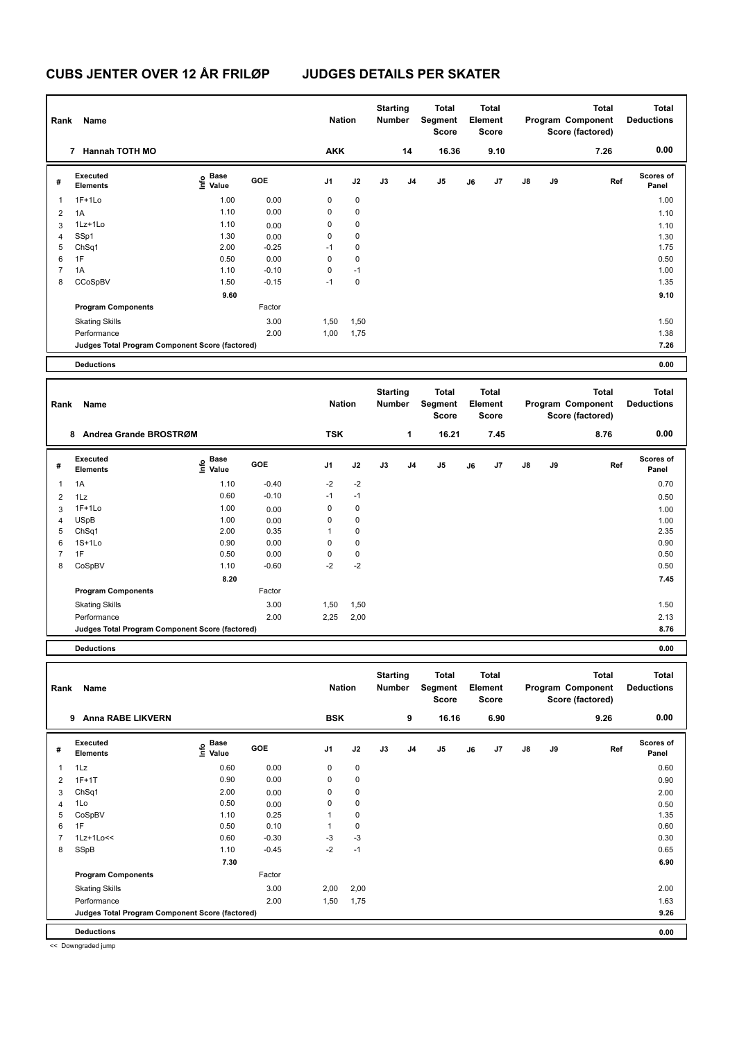# CUBS JENTER OVER 12 ÅR FRILØP JUDGES DETAILS PER SKATER

| Rank | Name | Nation | Starting Number | Total Segment Score | Total Element Score | Total Program Component Score (factored) | Total Deductions |
|---|---|---|---|---|---|---|---|
| 7 | Hannah TOTH MO | AKK | 14 | 16.36 | 9.10 | 7.26 | 0.00 |

| # | Executed Elements | Info | Base Value | GOE | J1 | J2 | J3 | J4 | J5 | J6 | J7 | J8 | J9 | Ref | Scores of Panel |
|---|---|---|---|---|---|---|---|---|---|---|---|---|---|---|---|
| 1 | 1F+1Lo | | 1.00 | 0.00 | 0 | 0 | | | | | | | | | 1.00 |
| 2 | 1A | | 1.10 | 0.00 | 0 | 0 | | | | | | | | | 1.10 |
| 3 | 1Lz+1Lo | | 1.10 | 0.00 | 0 | 0 | | | | | | | | | 1.10 |
| 4 | SSp1 | | 1.30 | 0.00 | 0 | 0 | | | | | | | | | 1.30 |
| 5 | ChSq1 | | 2.00 | -0.25 | -1 | 0 | | | | | | | | | 1.75 |
| 6 | 1F | | 0.50 | 0.00 | 0 | 0 | | | | | | | | | 0.50 |
| 7 | 1A | | 1.10 | -0.10 | 0 | -1 | | | | | | | | | 1.00 |
| 8 | CCoSpBV | | 1.50 | -0.15 | -1 | 0 | | | | | | | | | 1.35 |
| | | | 9.60 | | | | | | | | | | | | 9.10 |
| | Program Components | | | Factor | | | | | | | | | | | |
| | Skating Skills | | | 3.00 | 1,50 | 1,50 | | | | | | | | | 1.50 |
| | Performance | | | 2.00 | 1,00 | 1,75 | | | | | | | | | 1.38 |
| | Judges Total Program Component Score (factored) | | | | | | | | | | | | | | 7.26 |
| | Deductions | | | | | | | | | | | | | | 0.00 |

| Rank | Name | Nation | Starting Number | Total Segment Score | Total Element Score | Total Program Component Score (factored) | Total Deductions |
|---|---|---|---|---|---|---|---|
| 8 | Andrea Grande BROSTRØM | TSK | 1 | 16.21 | 7.45 | 8.76 | 0.00 |

| # | Executed Elements | Info | Base Value | GOE | J1 | J2 | J3 | J4 | J5 | J6 | J7 | J8 | J9 | Ref | Scores of Panel |
|---|---|---|---|---|---|---|---|---|---|---|---|---|---|---|---|
| 1 | 1A | | 1.10 | -0.40 | -2 | -2 | | | | | | | | | 0.70 |
| 2 | 1Lz | | 0.60 | -0.10 | -1 | -1 | | | | | | | | | 0.50 |
| 3 | 1F+1Lo | | 1.00 | 0.00 | 0 | 0 | | | | | | | | | 1.00 |
| 4 | USpB | | 1.00 | 0.00 | 0 | 0 | | | | | | | | | 1.00 |
| 5 | ChSq1 | | 2.00 | 0.35 | 1 | 0 | | | | | | | | | 2.35 |
| 6 | 1S+1Lo | | 0.90 | 0.00 | 0 | 0 | | | | | | | | | 0.90 |
| 7 | 1F | | 0.50 | 0.00 | 0 | 0 | | | | | | | | | 0.50 |
| 8 | CoSpBV | | 1.10 | -0.60 | -2 | -2 | | | | | | | | | 0.50 |
| | | | 8.20 | | | | | | | | | | | | 7.45 |
| | Program Components | | | Factor | | | | | | | | | | | |
| | Skating Skills | | | 3.00 | 1,50 | 1,50 | | | | | | | | | 1.50 |
| | Performance | | | 2.00 | 2,25 | 2,00 | | | | | | | | | 2.13 |
| | Judges Total Program Component Score (factored) | | | | | | | | | | | | | | 8.76 |
| | Deductions | | | | | | | | | | | | | | 0.00 |

| Rank | Name | Nation | Starting Number | Total Segment Score | Total Element Score | Total Program Component Score (factored) | Total Deductions |
|---|---|---|---|---|---|---|---|
| 9 | Anna RABE LIKVERN | BSK | 9 | 16.16 | 6.90 | 9.26 | 0.00 |

| # | Executed Elements | Info | Base Value | GOE | J1 | J2 | J3 | J4 | J5 | J6 | J7 | J8 | J9 | Ref | Scores of Panel |
|---|---|---|---|---|---|---|---|---|---|---|---|---|---|---|---|
| 1 | 1Lz | | 0.60 | 0.00 | 0 | 0 | | | | | | | | | 0.60 |
| 2 | 1F+1T | | 0.90 | 0.00 | 0 | 0 | | | | | | | | | 0.90 |
| 3 | ChSq1 | | 2.00 | 0.00 | 0 | 0 | | | | | | | | | 2.00 |
| 4 | 1Lo | | 0.50 | 0.00 | 0 | 0 | | | | | | | | | 0.50 |
| 5 | CoSpBV | | 1.10 | 0.25 | 1 | 0 | | | | | | | | | 1.35 |
| 6 | 1F | | 0.50 | 0.10 | 1 | 0 | | | | | | | | | 0.60 |
| 7 | 1Lz+1Lo<< | | 0.60 | -0.30 | -3 | -3 | | | | | | | | | 0.30 |
| 8 | SSpB | | 1.10 | -0.45 | -2 | -1 | | | | | | | | | 0.65 |
| | | | 7.30 | | | | | | | | | | | | 6.90 |
| | Program Components | | | Factor | | | | | | | | | | | |
| | Skating Skills | | | 3.00 | 2,00 | 2,00 | | | | | | | | | 2.00 |
| | Performance | | | 2.00 | 1,50 | 1,75 | | | | | | | | | 1.63 |
| | Judges Total Program Component Score (factored) | | | | | | | | | | | | | | 9.26 |
| | Deductions | | | | | | | | | | | | | | 0.00 |

<< Downgraded jump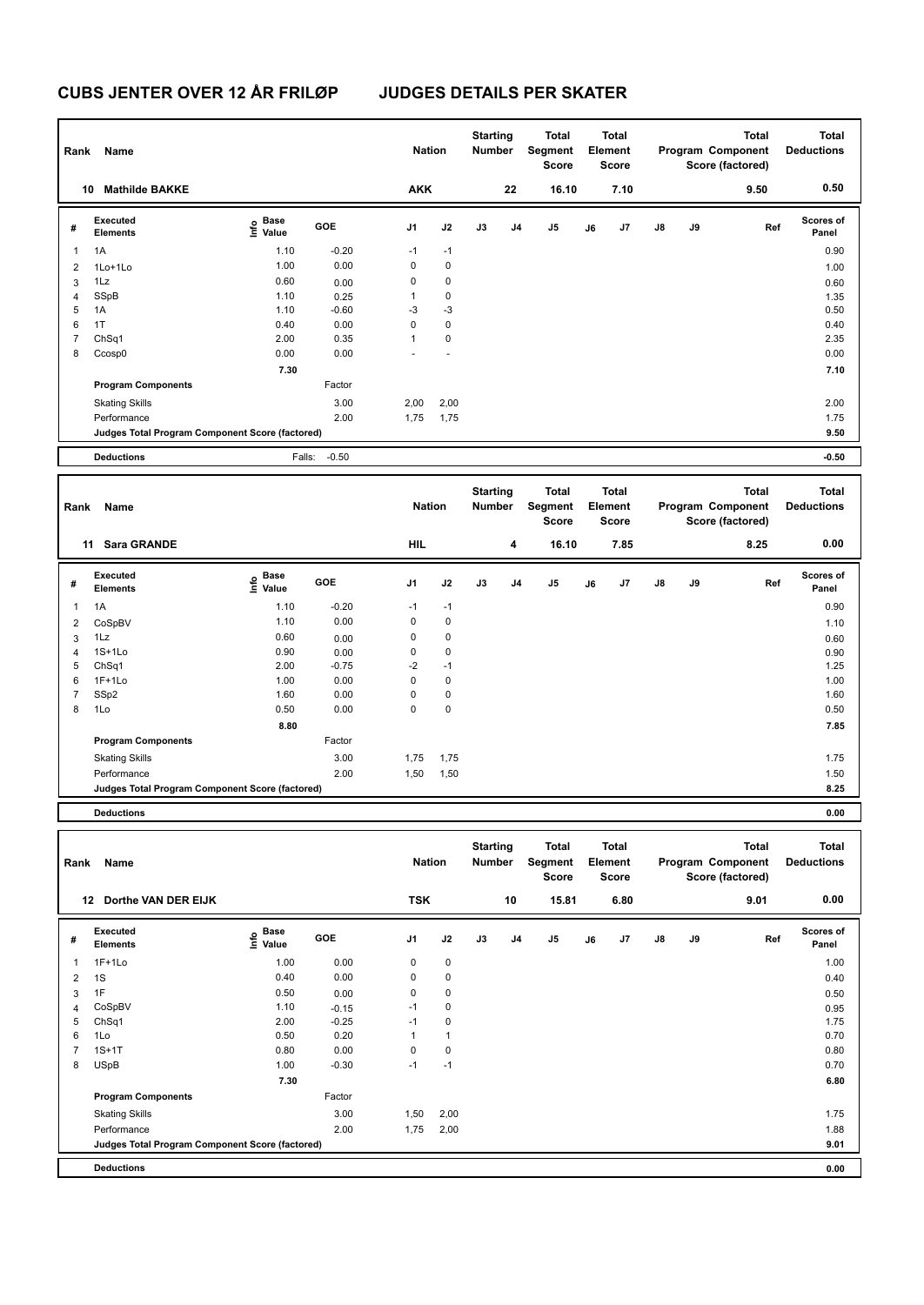# CUBS JENTER OVER 12 ÅR FRILØP JUDGES DETAILS PER SKATER

| Rank | Name | Nation | Starting Number | Total Segment Score | Total Element Score | Total Program Component Score (factored) | Total Deductions |
|---|---|---|---|---|---|---|---|
| 10 | Mathilde BAKKE | AKK | 22 | 16.10 | 7.10 | 9.50 | 0.50 |

| # | Executed Elements | Info | Base Value | GOE | J1 | J2 | J3 | J4 | J5 | J6 | J7 | J8 | J9 | Ref | Scores of Panel |
|---|---|---|---|---|---|---|---|---|---|---|---|---|---|---|---|
| 1 | 1A | | 1.10 | -0.20 | -1 | -1 | | | | | | | | | 0.90 |
| 2 | 1Lo+1Lo | | 1.00 | 0.00 | 0 | 0 | | | | | | | | | 1.00 |
| 3 | 1Lz | | 0.60 | 0.00 | 0 | 0 | | | | | | | | | 0.60 |
| 4 | SSpB | | 1.10 | 0.25 | 1 | 0 | | | | | | | | | 1.35 |
| 5 | 1A | | 1.10 | -0.60 | -3 | -3 | | | | | | | | | 0.50 |
| 6 | 1T | | 0.40 | 0.00 | 0 | 0 | | | | | | | | | 0.40 |
| 7 | ChSq1 | | 2.00 | 0.35 | 1 | 0 | | | | | | | | | 2.35 |
| 8 | Ccosp0 | | 0.00 | 0.00 | - | - | | | | | | | | | 0.00 |
| | | | 7.30 | | | | | | | | | | | | 7.10 |
| | Program Components | | | Factor | | | | | | | | | | | |
| | Skating Skills | | | 3.00 | 2,00 | 2,00 | | | | | | | | | 2.00 |
| | Performance | | | 2.00 | 1,75 | 1,75 | | | | | | | | | 1.75 |
| | Judges Total Program Component Score (factored) | | | | | | | | | | | | | | 9.50 |
| | Deductions | | Falls: | -0.50 | | | | | | | | | | | -0.50 |

| Rank | Name | Nation | Starting Number | Total Segment Score | Total Element Score | Total Program Component Score (factored) | Total Deductions |
|---|---|---|---|---|---|---|---|
| 11 | Sara GRANDE | HIL | 4 | 16.10 | 7.85 | 8.25 | 0.00 |

| # | Executed Elements | Info | Base Value | GOE | J1 | J2 | J3 | J4 | J5 | J6 | J7 | J8 | J9 | Ref | Scores of Panel |
|---|---|---|---|---|---|---|---|---|---|---|---|---|---|---|---|
| 1 | 1A | | 1.10 | -0.20 | -1 | -1 | | | | | | | | | 0.90 |
| 2 | CoSpBV | | 1.10 | 0.00 | 0 | 0 | | | | | | | | | 1.10 |
| 3 | 1Lz | | 0.60 | 0.00 | 0 | 0 | | | | | | | | | 0.60 |
| 4 | 1S+1Lo | | 0.90 | 0.00 | 0 | 0 | | | | | | | | | 0.90 |
| 5 | ChSq1 | | 2.00 | -0.75 | -2 | -1 | | | | | | | | | 1.25 |
| 6 | 1F+1Lo | | 1.00 | 0.00 | 0 | 0 | | | | | | | | | 1.00 |
| 7 | SSp2 | | 1.60 | 0.00 | 0 | 0 | | | | | | | | | 1.60 |
| 8 | 1Lo | | 0.50 | 0.00 | 0 | 0 | | | | | | | | | 0.50 |
| | | | 8.80 | | | | | | | | | | | | 7.85 |
| | Program Components | | | Factor | | | | | | | | | | | |
| | Skating Skills | | | 3.00 | 1,75 | 1,75 | | | | | | | | | 1.75 |
| | Performance | | | 2.00 | 1,50 | 1,50 | | | | | | | | | 1.50 |
| | Judges Total Program Component Score (factored) | | | | | | | | | | | | | | 8.25 |
| | Deductions | | | | | | | | | | | | | | 0.00 |

| Rank | Name | Nation | Starting Number | Total Segment Score | Total Element Score | Total Program Component Score (factored) | Total Deductions |
|---|---|---|---|---|---|---|---|
| 12 | Dorthe VAN DER EIJK | TSK | 10 | 15.81 | 6.80 | 9.01 | 0.00 |

| # | Executed Elements | Info | Base Value | GOE | J1 | J2 | J3 | J4 | J5 | J6 | J7 | J8 | J9 | Ref | Scores of Panel |
|---|---|---|---|---|---|---|---|---|---|---|---|---|---|---|---|
| 1 | 1F+1Lo | | 1.00 | 0.00 | 0 | 0 | | | | | | | | | 1.00 |
| 2 | 1S | | 0.40 | 0.00 | 0 | 0 | | | | | | | | | 0.40 |
| 3 | 1F | | 0.50 | 0.00 | 0 | 0 | | | | | | | | | 0.50 |
| 4 | CoSpBV | | 1.10 | -0.15 | -1 | 0 | | | | | | | | | 0.95 |
| 5 | ChSq1 | | 2.00 | -0.25 | -1 | 0 | | | | | | | | | 1.75 |
| 6 | 1Lo | | 0.50 | 0.20 | 1 | 1 | | | | | | | | | 0.70 |
| 7 | 1S+1T | | 0.80 | 0.00 | 0 | 0 | | | | | | | | | 0.80 |
| 8 | USpB | | 1.00 | -0.30 | -1 | -1 | | | | | | | | | 0.70 |
| | | | 7.30 | | | | | | | | | | | | 6.80 |
| | Program Components | | | Factor | | | | | | | | | | | |
| | Skating Skills | | | 3.00 | 1,50 | 2,00 | | | | | | | | | 1.75 |
| | Performance | | | 2.00 | 1,75 | 2,00 | | | | | | | | | 1.88 |
| | Judges Total Program Component Score (factored) | | | | | | | | | | | | | | 9.01 |
| | Deductions | | | | | | | | | | | | | | 0.00 |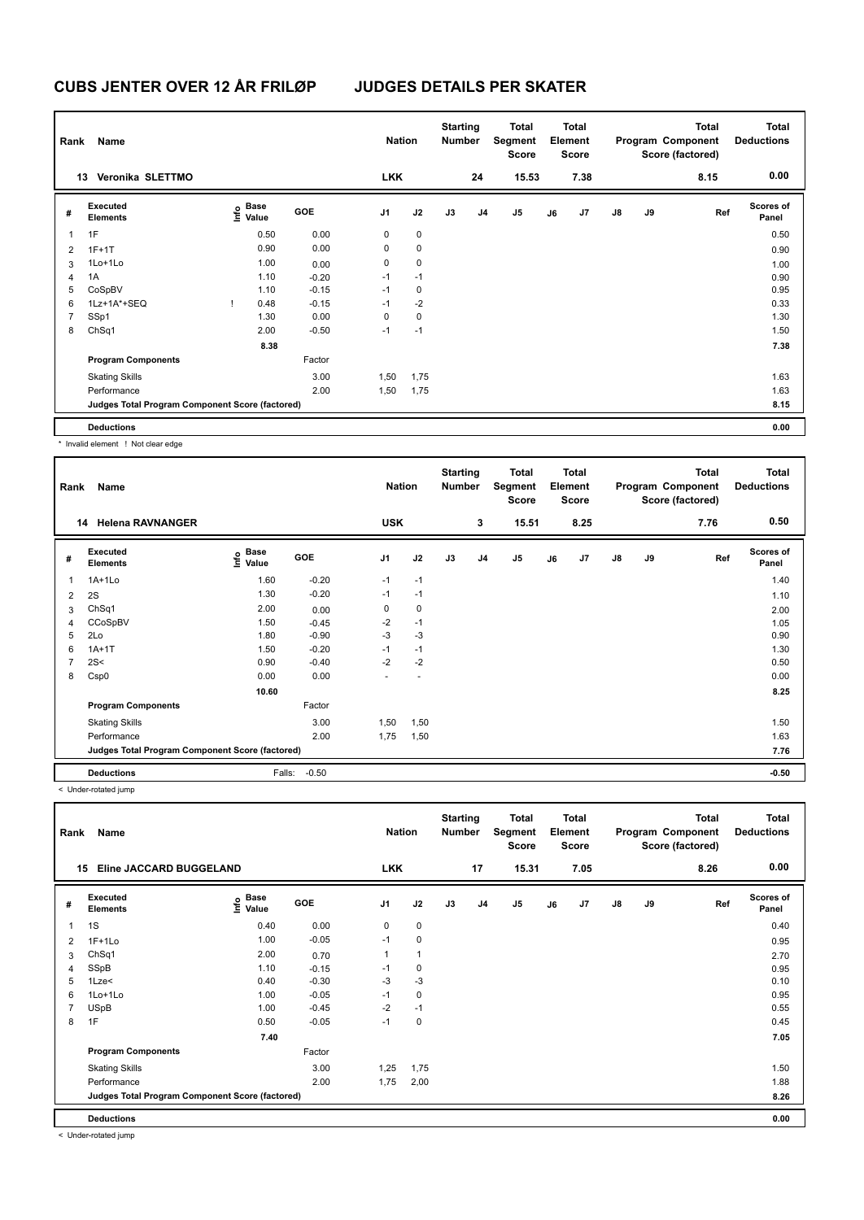# CUBS JENTER OVER 12 ÅR FRILØP JUDGES DETAILS PER SKATER

| Rank | Name | Nation | Starting Number | Total Segment Score | Total Element Score | Total Program Component Score (factored) | Total Deductions |
|---|---|---|---|---|---|---|---|
| 13 | Veronika SLETTMO | LKK | 24 | 15.53 | 7.38 | 8.15 | 0.00 |

| # | Executed Elements | Info | Base Value | GOE | J1 | J2 | J3 | J4 | J5 | J6 | J7 | J8 | J9 | Ref | Scores of Panel |
|---|---|---|---|---|---|---|---|---|---|---|---|---|---|---|---|
| 1 | 1F | | 0.50 | 0.00 | 0 | 0 | | | | | | | | | 0.50 |
| 2 | 1F+1T | | 0.90 | 0.00 | 0 | 0 | | | | | | | | | 0.90 |
| 3 | 1Lo+1Lo | | 1.00 | 0.00 | 0 | 0 | | | | | | | | | 1.00 |
| 4 | 1A | | 1.10 | -0.20 | -1 | -1 | | | | | | | | | 0.90 |
| 5 | CoSpBV | | 1.10 | -0.15 | -1 | 0 | | | | | | | | | 0.95 |
| 6 | 1Lz+1A*+SEQ | ! | 0.48 | -0.15 | -1 | -2 | | | | | | | | | 0.33 |
| 7 | SSp1 | | 1.30 | 0.00 | 0 | 0 | | | | | | | | | 1.30 |
| 8 | ChSq1 | | 2.00 | -0.50 | -1 | -1 | | | | | | | | | 1.50 |
| | | | 8.38 | | | | | | | | | | | | 7.38 |
| | **Program Components** | | | Factor | | | | | | | | | | | |
| | Skating Skills | | | 3.00 | 1,50 | 1,75 | | | | | | | | | 1.63 |
| | Performance | | | 2.00 | 1,50 | 1,75 | | | | | | | | | 1.63 |
| | **Judges Total Program Component Score (factored)** | | | | | | | | | | | | | | 8.15 |
| | **Deductions** | | | | | | | | | | | | | | 0.00 |

\* Invalid element ! Not clear edge

| Rank | Name | Nation | Starting Number | Total Segment Score | Total Element Score | Total Program Component Score (factored) | Total Deductions |
|---|---|---|---|---|---|---|---|
| 14 | Helena RAVNANGER | USK | 3 | 15.51 | 8.25 | 7.76 | 0.50 |

| # | Executed Elements | Info | Base Value | GOE | J1 | J2 | J3 | J4 | J5 | J6 | J7 | J8 | J9 | Ref | Scores of Panel |
|---|---|---|---|---|---|---|---|---|---|---|---|---|---|---|---|
| 1 | 1A+1Lo | | 1.60 | -0.20 | -1 | -1 | | | | | | | | | 1.40 |
| 2 | 2S | | 1.30 | -0.20 | -1 | -1 | | | | | | | | | 1.10 |
| 3 | ChSq1 | | 2.00 | 0.00 | 0 | 0 | | | | | | | | | 2.00 |
| 4 | CCoSpBV | | 1.50 | -0.45 | -2 | -1 | | | | | | | | | 1.05 |
| 5 | 2Lo | | 1.80 | -0.90 | -3 | -3 | | | | | | | | | 0.90 |
| 6 | 1A+1T | | 1.50 | -0.20 | -1 | -1 | | | | | | | | | 1.30 |
| 7 | 2S< | | 0.90 | -0.40 | -2 | -2 | | | | | | | | | 0.50 |
| 8 | Csp0 | | 0.00 | 0.00 | - | - | | | | | | | | | 0.00 |
| | | | 10.60 | | | | | | | | | | | | 8.25 |
| | **Program Components** | | | Factor | | | | | | | | | | | |
| | Skating Skills | | | 3.00 | 1,50 | 1,50 | | | | | | | | | 1.50 |
| | Performance | | | 2.00 | 1,75 | 1,50 | | | | | | | | | 1.63 |
| | **Judges Total Program Component Score (factored)** | | | | | | | | | | | | | | 7.76 |
| | **Deductions** | | Falls: | -0.50 | | | | | | | | | | | -0.50 |

< Under-rotated jump

| Rank | Name | Nation | Starting Number | Total Segment Score | Total Element Score | Total Program Component Score (factored) | Total Deductions |
|---|---|---|---|---|---|---|---|
| 15 | Eline JACCARD BUGGELAND | LKK | 17 | 15.31 | 7.05 | 8.26 | 0.00 |

| # | Executed Elements | Info | Base Value | GOE | J1 | J2 | J3 | J4 | J5 | J6 | J7 | J8 | J9 | Ref | Scores of Panel |
|---|---|---|---|---|---|---|---|---|---|---|---|---|---|---|---|
| 1 | 1S | | 0.40 | 0.00 | 0 | 0 | | | | | | | | | 0.40 |
| 2 | 1F+1Lo | | 1.00 | -0.05 | -1 | 0 | | | | | | | | | 0.95 |
| 3 | ChSq1 | | 2.00 | 0.70 | 1 | 1 | | | | | | | | | 2.70 |
| 4 | SSpB | | 1.10 | -0.15 | -1 | 0 | | | | | | | | | 0.95 |
| 5 | 1Lze< | | 0.40 | -0.30 | -3 | -3 | | | | | | | | | 0.10 |
| 6 | 1Lo+1Lo | | 1.00 | -0.05 | -1 | 0 | | | | | | | | | 0.95 |
| 7 | USpB | | 1.00 | -0.45 | -2 | -1 | | | | | | | | | 0.55 |
| 8 | 1F | | 0.50 | -0.05 | -1 | 0 | | | | | | | | | 0.45 |
| | | | 7.40 | | | | | | | | | | | | 7.05 |
| | **Program Components** | | | Factor | | | | | | | | | | | |
| | Skating Skills | | | 3.00 | 1,25 | 1,75 | | | | | | | | | 1.50 |
| | Performance | | | 2.00 | 1,75 | 2,00 | | | | | | | | | 1.88 |
| | **Judges Total Program Component Score (factored)** | | | | | | | | | | | | | | 8.26 |
| | **Deductions** | | | | | | | | | | | | | | 0.00 |

< Under-rotated jump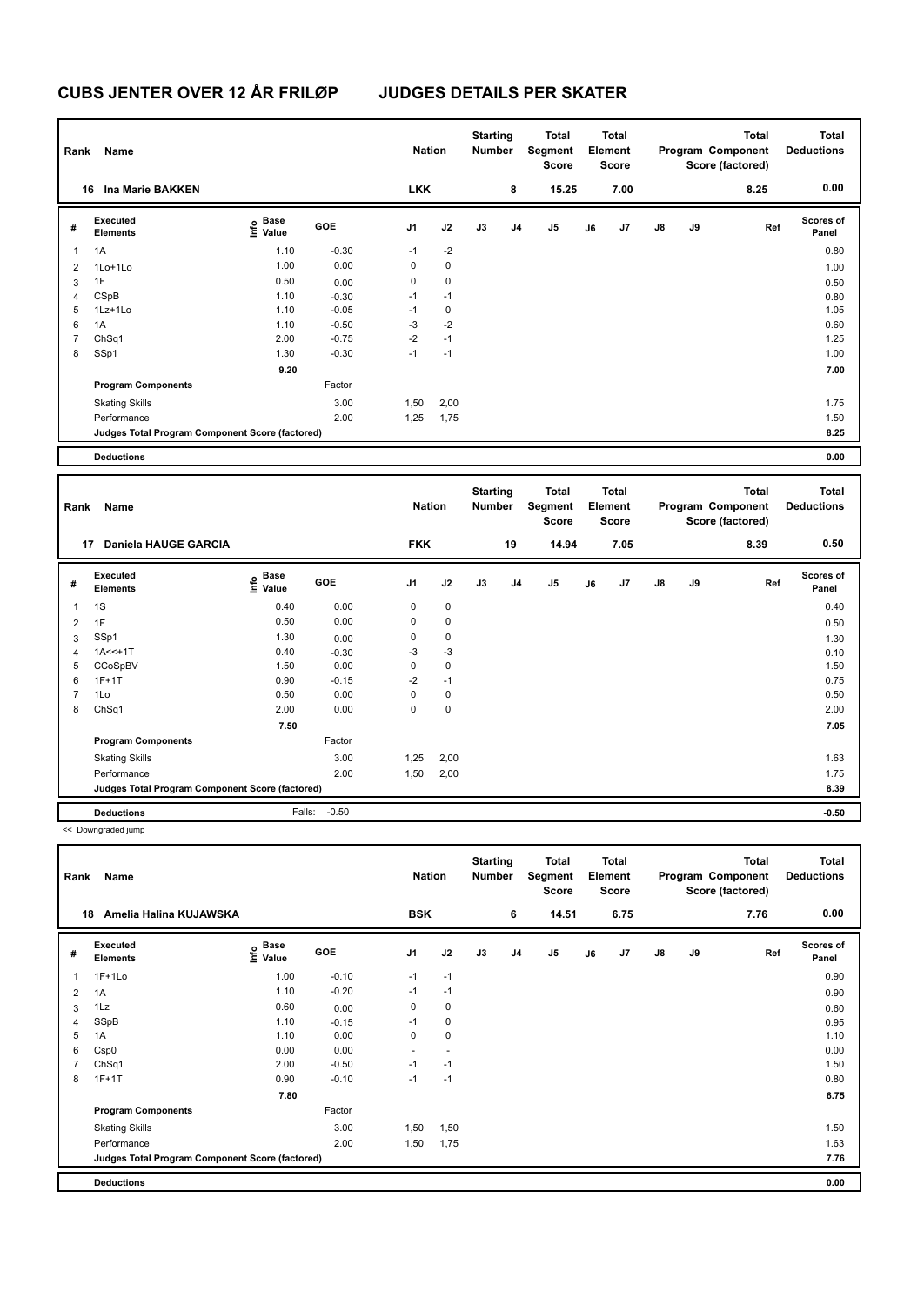# CUBS JENTER OVER 12 ÅR FRILØP JUDGES DETAILS PER SKATER

| Rank | Name | Nation | Starting Number | Total Segment Score | Total Element Score | Total Program Component Score (factored) | Total Deductions |
|---|---|---|---|---|---|---|---|
| 16 | Ina Marie BAKKEN | LKK | 8 | 15.25 | 7.00 | 8.25 | 0.00 |

| # | Executed Elements | Info | Base Value | GOE | J1 | J2 | J3 | J4 | J5 | J6 | J7 | J8 | J9 | Ref | Scores of Panel |
|---|---|---|---|---|---|---|---|---|---|---|---|---|---|---|---|
| 1 | 1A | | 1.10 | -0.30 | -1 | -2 | | | | | | | | | 0.80 |
| 2 | 1Lo+1Lo | | 1.00 | 0.00 | 0 | 0 | | | | | | | | | 1.00 |
| 3 | 1F | | 0.50 | 0.00 | 0 | 0 | | | | | | | | | 0.50 |
| 4 | CSpB | | 1.10 | -0.30 | -1 | -1 | | | | | | | | | 0.80 |
| 5 | 1Lz+1Lo | | 1.10 | -0.05 | -1 | 0 | | | | | | | | | 1.05 |
| 6 | 1A | | 1.10 | -0.50 | -3 | -2 | | | | | | | | | 0.60 |
| 7 | ChSq1 | | 2.00 | -0.75 | -2 | -1 | | | | | | | | | 1.25 |
| 8 | SSp1 | | 1.30 | -0.30 | -1 | -1 | | | | | | | | | 1.00 |
| | | | 9.20 | | | | | | | | | | | | 7.00 |
| | Program Components | | | Factor | | | | | | | | | | | |
| | Skating Skills | | | 3.00 | 1,50 | 2,00 | | | | | | | | | 1.75 |
| | Performance | | | 2.00 | 1,25 | 1,75 | | | | | | | | | 1.50 |
| | Judges Total Program Component Score (factored) | | | | | | | | | | | | | | 8.25 |
| | Deductions | | | | | | | | | | | | | | 0.00 |

| Rank | Name | Nation | Starting Number | Total Segment Score | Total Element Score | Total Program Component Score (factored) | Total Deductions |
|---|---|---|---|---|---|---|---|
| 17 | Daniela HAUGE GARCIA | FKK | 19 | 14.94 | 7.05 | 8.39 | 0.50 |

| # | Executed Elements | Info | Base Value | GOE | J1 | J2 | J3 | J4 | J5 | J6 | J7 | J8 | J9 | Ref | Scores of Panel |
|---|---|---|---|---|---|---|---|---|---|---|---|---|---|---|---|
| 1 | 1S | | 0.40 | 0.00 | 0 | 0 | | | | | | | | | 0.40 |
| 2 | 1F | | 0.50 | 0.00 | 0 | 0 | | | | | | | | | 0.50 |
| 3 | SSp1 | | 1.30 | 0.00 | 0 | 0 | | | | | | | | | 1.30 |
| 4 | 1A<<+1T | | 0.40 | -0.30 | -3 | -3 | | | | | | | | | 0.10 |
| 5 | CCoSpBV | | 1.50 | 0.00 | 0 | 0 | | | | | | | | | 1.50 |
| 6 | 1F+1T | | 0.90 | -0.15 | -2 | -1 | | | | | | | | | 0.75 |
| 7 | 1Lo | | 0.50 | 0.00 | 0 | 0 | | | | | | | | | 0.50 |
| 8 | ChSq1 | | 2.00 | 0.00 | 0 | 0 | | | | | | | | | 2.00 |
| | | | 7.50 | | | | | | | | | | | | 7.05 |
| | Program Components | | | Factor | | | | | | | | | | | |
| | Skating Skills | | | 3.00 | 1,25 | 2,00 | | | | | | | | | 1.63 |
| | Performance | | | 2.00 | 1,50 | 2,00 | | | | | | | | | 1.75 |
| | Judges Total Program Component Score (factored) | | | | | | | | | | | | | | 8.39 |
| | Deductions | | Falls: | -0.50 | | | | | | | | | | | -0.50 |

<< Downgraded jump

| Rank | Name | Nation | Starting Number | Total Segment Score | Total Element Score | Total Program Component Score (factored) | Total Deductions |
|---|---|---|---|---|---|---|---|
| 18 | Amelia Halina KUJAWSKA | BSK | 6 | 14.51 | 6.75 | 7.76 | 0.00 |

| # | Executed Elements | Info | Base Value | GOE | J1 | J2 | J3 | J4 | J5 | J6 | J7 | J8 | J9 | Ref | Scores of Panel |
|---|---|---|---|---|---|---|---|---|---|---|---|---|---|---|---|
| 1 | 1F+1Lo | | 1.00 | -0.10 | -1 | -1 | | | | | | | | | 0.90 |
| 2 | 1A | | 1.10 | -0.20 | -1 | -1 | | | | | | | | | 0.90 |
| 3 | 1Lz | | 0.60 | 0.00 | 0 | 0 | | | | | | | | | 0.60 |
| 4 | SSpB | | 1.10 | -0.15 | -1 | 0 | | | | | | | | | 0.95 |
| 5 | 1A | | 1.10 | 0.00 | 0 | 0 | | | | | | | | | 1.10 |
| 6 | Csp0 | | 0.00 | 0.00 | - | - | | | | | | | | | 0.00 |
| 7 | ChSq1 | | 2.00 | -0.50 | -1 | -1 | | | | | | | | | 1.50 |
| 8 | 1F+1T | | 0.90 | -0.10 | -1 | -1 | | | | | | | | | 0.80 |
| | | | 7.80 | | | | | | | | | | | | 6.75 |
| | Program Components | | | Factor | | | | | | | | | | | |
| | Skating Skills | | | 3.00 | 1,50 | 1,50 | | | | | | | | | 1.50 |
| | Performance | | | 2.00 | 1,50 | 1,75 | | | | | | | | | 1.63 |
| | Judges Total Program Component Score (factored) | | | | | | | | | | | | | | 7.76 |
| | Deductions | | | | | | | | | | | | | | 0.00 |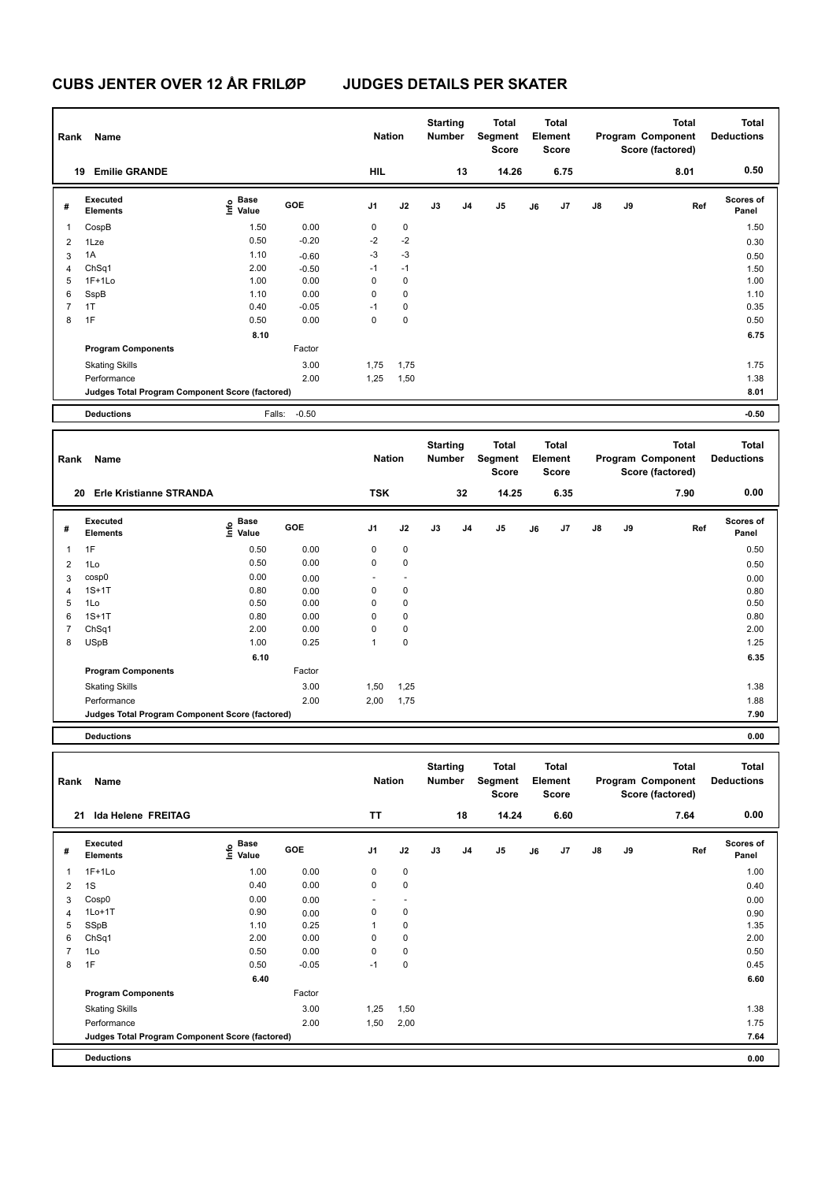# CUBS JENTER OVER 12 ÅR FRILØP JUDGES DETAILS PER SKATER

| Rank | Name | Nation | Starting Number | Total Segment Score | Total Element Score | Total Program Component Score (factored) | Total Deductions |
|---|---|---|---|---|---|---|---|
| 19 | Emilie GRANDE | HIL | 13 | 14.26 | 6.75 | 8.01 | 0.50 |

| # | Executed Elements | Info | Base Value | GOE | J1 | J2 | J3 | J4 | J5 | J6 | J7 | J8 | J9 | Ref | Scores of Panel |
|---|---|---|---|---|---|---|---|---|---|---|---|---|---|---|---|
| 1 | CospB | | 1.50 | 0.00 | 0 | 0 | | | | | | | | | 1.50 |
| 2 | 1Lze | | 0.50 | -0.20 | -2 | -2 | | | | | | | | | 0.30 |
| 3 | 1A | | 1.10 | -0.60 | -3 | -3 | | | | | | | | | 0.50 |
| 4 | ChSq1 | | 2.00 | -0.50 | -1 | -1 | | | | | | | | | 1.50 |
| 5 | 1F+1Lo | | 1.00 | 0.00 | 0 | 0 | | | | | | | | | 1.00 |
| 6 | SspB | | 1.10 | 0.00 | 0 | 0 | | | | | | | | | 1.10 |
| 7 | 1T | | 0.40 | -0.05 | -1 | 0 | | | | | | | | | 0.35 |
| 8 | 1F | | 0.50 | 0.00 | 0 | 0 | | | | | | | | | 0.50 |
| | | | 8.10 | | | | | | | | | | | | 6.75 |
| | **Program Components** | | | Factor | | | | | | | | | | | |
| | Skating Skills | | | 3.00 | 1,75 | 1,75 | | | | | | | | | 1.75 |
| | Performance | | | 2.00 | 1,25 | 1,50 | | | | | | | | | 1.38 |
| | **Judges Total Program Component Score (factored)** | | | | | | | | | | | | | | 8.01 |
| | **Deductions** | | Falls: | -0.50 | | | | | | | | | | | -0.50 |

| Rank | Name | Nation | Starting Number | Total Segment Score | Total Element Score | Total Program Component Score (factored) | Total Deductions |
|---|---|---|---|---|---|---|---|
| 20 | Erle Kristianne STRANDA | TSK | 32 | 14.25 | 6.35 | 7.90 | 0.00 |

| # | Executed Elements | Info | Base Value | GOE | J1 | J2 | J3 | J4 | J5 | J6 | J7 | J8 | J9 | Ref | Scores of Panel |
|---|---|---|---|---|---|---|---|---|---|---|---|---|---|---|---|
| 1 | 1F | | 0.50 | 0.00 | 0 | 0 | | | | | | | | | 0.50 |
| 2 | 1Lo | | 0.50 | 0.00 | 0 | 0 | | | | | | | | | 0.50 |
| 3 | cosp0 | | 0.00 | 0.00 | - | - | | | | | | | | | 0.00 |
| 4 | 1S+1T | | 0.80 | 0.00 | 0 | 0 | | | | | | | | | 0.80 |
| 5 | 1Lo | | 0.50 | 0.00 | 0 | 0 | | | | | | | | | 0.50 |
| 6 | 1S+1T | | 0.80 | 0.00 | 0 | 0 | | | | | | | | | 0.80 |
| 7 | ChSq1 | | 2.00 | 0.00 | 0 | 0 | | | | | | | | | 2.00 |
| 8 | USpB | | 1.00 | 0.25 | 1 | 0 | | | | | | | | | 1.25 |
| | | | 6.10 | | | | | | | | | | | | 6.35 |
| | **Program Components** | | | Factor | | | | | | | | | | | |
| | Skating Skills | | | 3.00 | 1,50 | 1,25 | | | | | | | | | 1.38 |
| | Performance | | | 2.00 | 2,00 | 1,75 | | | | | | | | | 1.88 |
| | **Judges Total Program Component Score (factored)** | | | | | | | | | | | | | | 7.90 |
| | **Deductions** | | | | | | | | | | | | | | 0.00 |

| Rank | Name | Nation | Starting Number | Total Segment Score | Total Element Score | Total Program Component Score (factored) | Total Deductions |
|---|---|---|---|---|---|---|---|
| 21 | Ida Helene FREITAG | TT | 18 | 14.24 | 6.60 | 7.64 | 0.00 |

| # | Executed Elements | Info | Base Value | GOE | J1 | J2 | J3 | J4 | J5 | J6 | J7 | J8 | J9 | Ref | Scores of Panel |
|---|---|---|---|---|---|---|---|---|---|---|---|---|---|---|---|
| 1 | 1F+1Lo | | 1.00 | 0.00 | 0 | 0 | | | | | | | | | 1.00 |
| 2 | 1S | | 0.40 | 0.00 | 0 | 0 | | | | | | | | | 0.40 |
| 3 | Cosp0 | | 0.00 | 0.00 | - | - | | | | | | | | | 0.00 |
| 4 | 1Lo+1T | | 0.90 | 0.00 | 0 | 0 | | | | | | | | | 0.90 |
| 5 | SSpB | | 1.10 | 0.25 | 1 | 0 | | | | | | | | | 1.35 |
| 6 | ChSq1 | | 2.00 | 0.00 | 0 | 0 | | | | | | | | | 2.00 |
| 7 | 1Lo | | 0.50 | 0.00 | 0 | 0 | | | | | | | | | 0.50 |
| 8 | 1F | | 0.50 | -0.05 | -1 | 0 | | | | | | | | | 0.45 |
| | | | 6.40 | | | | | | | | | | | | 6.60 |
| | **Program Components** | | | Factor | | | | | | | | | | | |
| | Skating Skills | | | 3.00 | 1,25 | 1,50 | | | | | | | | | 1.38 |
| | Performance | | | 2.00 | 1,50 | 2,00 | | | | | | | | | 1.75 |
| | **Judges Total Program Component Score (factored)** | | | | | | | | | | | | | | 7.64 |
| | **Deductions** | | | | | | | | | | | | | | 0.00 |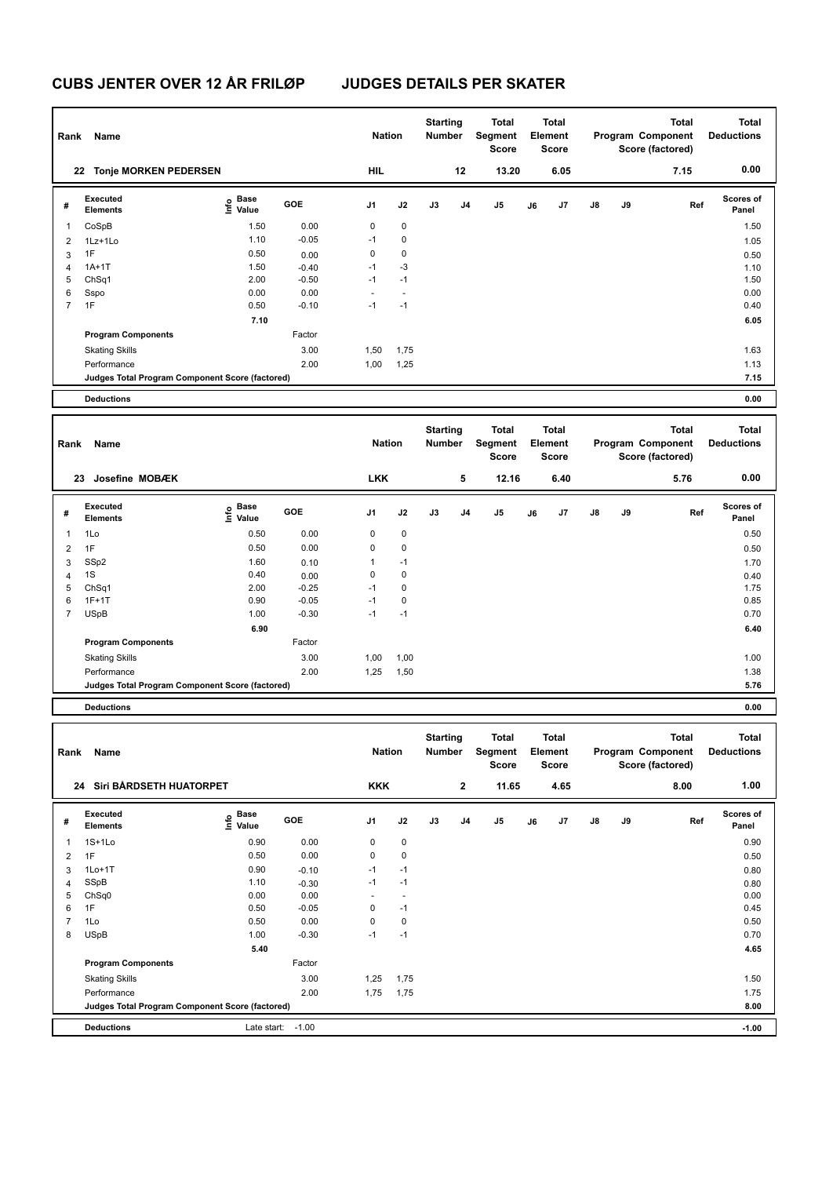# CUBS JENTER OVER 12 ÅR FRILØP JUDGES DETAILS PER SKATER

| Rank | Name | Nation | Starting Number | Total Segment Score | Total Element Score | Total Program Component Score (factored) | Total Deductions |
|---|---|---|---|---|---|---|---|
| 22 | Tonje MORKEN PEDERSEN | HIL | 12 | 13.20 | 6.05 | 7.15 | 0.00 |

| # | Executed Elements | Info | Base Value | GOE | J1 | J2 | J3 | J4 | J5 | J6 | J7 | J8 | J9 | Ref | Scores of Panel |
|---|---|---|---|---|---|---|---|---|---|---|---|---|---|---|---|
| 1 | CoSpB | | 1.50 | 0.00 | 0 | 0 | | | | | | | | | 1.50 |
| 2 | 1Lz+1Lo | | 1.10 | -0.05 | -1 | 0 | | | | | | | | | 1.05 |
| 3 | 1F | | 0.50 | 0.00 | 0 | 0 | | | | | | | | | 0.50 |
| 4 | 1A+1T | | 1.50 | -0.40 | -1 | -3 | | | | | | | | | 1.10 |
| 5 | ChSq1 | | 2.00 | -0.50 | -1 | -1 | | | | | | | | | 1.50 |
| 6 | Sspo | | 0.00 | 0.00 | - | - | | | | | | | | | 0.00 |
| 7 | 1F | | 0.50 | -0.10 | -1 | -1 | | | | | | | | | 0.40 |
| | | | 7.10 | | | | | | | | | | | | 6.05 |
| | **Program Components** | | | Factor | | | | | | | | | | | |
| | Skating Skills | | | 3.00 | 1,50 | 1,75 | | | | | | | | | 1.63 |
| | Performance | | | 2.00 | 1,00 | 1,25 | | | | | | | | | 1.13 |
| | **Judges Total Program Component Score (factored)** | | | | | | | | | | | | | | 7.15 |
| | **Deductions** | | | | | | | | | | | | | | 0.00 |

| Rank | Name | Nation | Starting Number | Total Segment Score | Total Element Score | Total Program Component Score (factored) | Total Deductions |
|---|---|---|---|---|---|---|---|
| 23 | Josefine MOBÆK | LKK | 5 | 12.16 | 6.40 | 5.76 | 0.00 |

| # | Executed Elements | Info | Base Value | GOE | J1 | J2 | J3 | J4 | J5 | J6 | J7 | J8 | J9 | Ref | Scores of Panel |
|---|---|---|---|---|---|---|---|---|---|---|---|---|---|---|---|
| 1 | 1Lo | | 0.50 | 0.00 | 0 | 0 | | | | | | | | | 0.50 |
| 2 | 1F | | 0.50 | 0.00 | 0 | 0 | | | | | | | | | 0.50 |
| 3 | SSp2 | | 1.60 | 0.10 | 1 | -1 | | | | | | | | | 1.70 |
| 4 | 1S | | 0.40 | 0.00 | 0 | 0 | | | | | | | | | 0.40 |
| 5 | ChSq1 | | 2.00 | -0.25 | -1 | 0 | | | | | | | | | 1.75 |
| 6 | 1F+1T | | 0.90 | -0.05 | -1 | 0 | | | | | | | | | 0.85 |
| 7 | USpB | | 1.00 | -0.30 | -1 | -1 | | | | | | | | | 0.70 |
| | | | 6.90 | | | | | | | | | | | | 6.40 |
| | **Program Components** | | | Factor | | | | | | | | | | | |
| | Skating Skills | | | 3.00 | 1,00 | 1,00 | | | | | | | | | 1.00 |
| | Performance | | | 2.00 | 1,25 | 1,50 | | | | | | | | | 1.38 |
| | **Judges Total Program Component Score (factored)** | | | | | | | | | | | | | | 5.76 |
| | **Deductions** | | | | | | | | | | | | | | 0.00 |

| Rank | Name | Nation | Starting Number | Total Segment Score | Total Element Score | Total Program Component Score (factored) | Total Deductions |
|---|---|---|---|---|---|---|---|
| 24 | Siri BÅRDSETH HUATORPET | KKK | 2 | 11.65 | 4.65 | 8.00 | 1.00 |

| # | Executed Elements | Info | Base Value | GOE | J1 | J2 | J3 | J4 | J5 | J6 | J7 | J8 | J9 | Ref | Scores of Panel |
|---|---|---|---|---|---|---|---|---|---|---|---|---|---|---|---|
| 1 | 1S+1Lo | | 0.90 | 0.00 | 0 | 0 | | | | | | | | | 0.90 |
| 2 | 1F | | 0.50 | 0.00 | 0 | 0 | | | | | | | | | 0.50 |
| 3 | 1Lo+1T | | 0.90 | -0.10 | -1 | -1 | | | | | | | | | 0.80 |
| 4 | SSpB | | 1.10 | -0.30 | -1 | -1 | | | | | | | | | 0.80 |
| 5 | ChSq0 | | 0.00 | 0.00 | - | - | | | | | | | | | 0.00 |
| 6 | 1F | | 0.50 | -0.05 | 0 | -1 | | | | | | | | | 0.45 |
| 7 | 1Lo | | 0.50 | 0.00 | 0 | 0 | | | | | | | | | 0.50 |
| 8 | USpB | | 1.00 | -0.30 | -1 | -1 | | | | | | | | | 0.70 |
| | | | 5.40 | | | | | | | | | | | | 4.65 |
| | **Program Components** | | | Factor | | | | | | | | | | | |
| | Skating Skills | | | 3.00 | 1,25 | 1,75 | | | | | | | | | 1.50 |
| | Performance | | | 2.00 | 1,75 | 1,75 | | | | | | | | | 1.75 |
| | **Judges Total Program Component Score (factored)** | | | | | | | | | | | | | | 8.00 |
| | **Deductions** | Late start: | | -1.00 | | | | | | | | | | | -1.00 |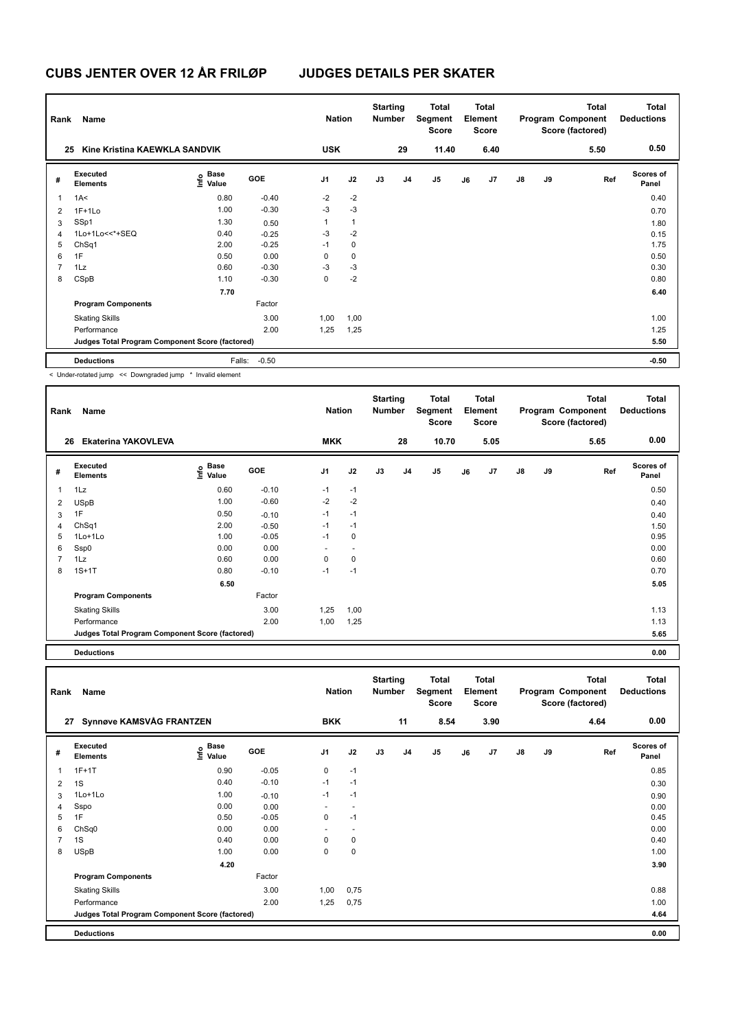# CUBS JENTER OVER 12 ÅR FRILØP JUDGES DETAILS PER SKATER

| Rank | Name | Nation | Starting Number | Total Segment Score | Total Element Score | Total Program Component Score (factored) | Total Deductions |
|---|---|---|---|---|---|---|---|
| 25 | Kine Kristina KAEWKLA SANDVIK | USK | 29 | 11.40 | 6.40 | 5.50 | 0.50 |

| # | Executed Elements | Info | Base Value | GOE | J1 | J2 | J3 | J4 | J5 | J6 | J7 | J8 | J9 | Ref | Scores of Panel |
|---|---|---|---|---|---|---|---|---|---|---|---|---|---|---|---|
| 1 | 1A< | | 0.80 | -0.40 | -2 | -2 | | | | | | | | | 0.40 |
| 2 | 1F+1Lo | | 1.00 | -0.30 | -3 | -3 | | | | | | | | | 0.70 |
| 3 | SSp1 | | 1.30 | 0.50 | 1 | 1 | | | | | | | | | 1.80 |
| 4 | 1Lo+1Lo<<*+SEQ | | 0.40 | -0.25 | -3 | -2 | | | | | | | | | 0.15 |
| 5 | ChSq1 | | 2.00 | -0.25 | -1 | 0 | | | | | | | | | 1.75 |
| 6 | 1F | | 0.50 | 0.00 | 0 | 0 | | | | | | | | | 0.50 |
| 7 | 1Lz | | 0.60 | -0.30 | -3 | -3 | | | | | | | | | 0.30 |
| 8 | CSpB | | 1.10 | -0.30 | 0 | -2 | | | | | | | | | 0.80 |
| | | | 7.70 | | | | | | | | | | | | 6.40 |
| | **Program Components** | | | Factor | | | | | | | | | | | |
| | Skating Skills | | | 3.00 | 1,00 | 1,00 | | | | | | | | | 1.00 |
| | Performance | | | 2.00 | 1,25 | 1,25 | | | | | | | | | 1.25 |
| | **Judges Total Program Component Score (factored)** | | | | | | | | | | | | | | 5.50 |
| | **Deductions** | | Falls: | -0.50 | | | | | | | | | | | -0.50 |

< Under-rotated jump << Downgraded jump * Invalid element

| Rank | Name | Nation | Starting Number | Total Segment Score | Total Element Score | Total Program Component Score (factored) | Total Deductions |
|---|---|---|---|---|---|---|---|
| 26 | Ekaterina YAKOVLEVA | MKK | 28 | 10.70 | 5.05 | 5.65 | 0.00 |

| # | Executed Elements | Info | Base Value | GOE | J1 | J2 | J3 | J4 | J5 | J6 | J7 | J8 | J9 | Ref | Scores of Panel |
|---|---|---|---|---|---|---|---|---|---|---|---|---|---|---|---|
| 1 | 1Lz | | 0.60 | -0.10 | -1 | -1 | | | | | | | | | 0.50 |
| 2 | USpB | | 1.00 | -0.60 | -2 | -2 | | | | | | | | | 0.40 |
| 3 | 1F | | 0.50 | -0.10 | -1 | -1 | | | | | | | | | 0.40 |
| 4 | ChSq1 | | 2.00 | -0.50 | -1 | -1 | | | | | | | | | 1.50 |
| 5 | 1Lo+1Lo | | 1.00 | -0.05 | -1 | 0 | | | | | | | | | 0.95 |
| 6 | Ssp0 | | 0.00 | 0.00 | - | - | | | | | | | | | 0.00 |
| 7 | 1Lz | | 0.60 | 0.00 | 0 | 0 | | | | | | | | | 0.60 |
| 8 | 1S+1T | | 0.80 | -0.10 | -1 | -1 | | | | | | | | | 0.70 |
| | | | 6.50 | | | | | | | | | | | | 5.05 |
| | **Program Components** | | | Factor | | | | | | | | | | | |
| | Skating Skills | | | 3.00 | 1,25 | 1,00 | | | | | | | | | 1.13 |
| | Performance | | | 2.00 | 1,00 | 1,25 | | | | | | | | | 1.13 |
| | **Judges Total Program Component Score (factored)** | | | | | | | | | | | | | | 5.65 |
| | **Deductions** | | | | | | | | | | | | | | 0.00 |

| Rank | Name | Nation | Starting Number | Total Segment Score | Total Element Score | Total Program Component Score (factored) | Total Deductions |
|---|---|---|---|---|---|---|---|
| 27 | Synnøve KAMSVÅG FRANTZEN | BKK | 11 | 8.54 | 3.90 | 4.64 | 0.00 |

| # | Executed Elements | Info | Base Value | GOE | J1 | J2 | J3 | J4 | J5 | J6 | J7 | J8 | J9 | Ref | Scores of Panel |
|---|---|---|---|---|---|---|---|---|---|---|---|---|---|---|---|
| 1 | 1F+1T | | 0.90 | -0.05 | 0 | -1 | | | | | | | | | 0.85 |
| 2 | 1S | | 0.40 | -0.10 | -1 | -1 | | | | | | | | | 0.30 |
| 3 | 1Lo+1Lo | | 1.00 | -0.10 | -1 | -1 | | | | | | | | | 0.90 |
| 4 | Sspo | | 0.00 | 0.00 | - | - | | | | | | | | | 0.00 |
| 5 | 1F | | 0.50 | -0.05 | 0 | -1 | | | | | | | | | 0.45 |
| 6 | ChSq0 | | 0.00 | 0.00 | - | - | | | | | | | | | 0.00 |
| 7 | 1S | | 0.40 | 0.00 | 0 | 0 | | | | | | | | | 0.40 |
| 8 | USpB | | 1.00 | 0.00 | 0 | 0 | | | | | | | | | 1.00 |
| | | | 4.20 | | | | | | | | | | | | 3.90 |
| | **Program Components** | | | Factor | | | | | | | | | | | |
| | Skating Skills | | | 3.00 | 1,00 | 0,75 | | | | | | | | | 0.88 |
| | Performance | | | 2.00 | 1,25 | 0,75 | | | | | | | | | 1.00 |
| | **Judges Total Program Component Score (factored)** | | | | | | | | | | | | | | 4.64 |
| | **Deductions** | | | | | | | | | | | | | | 0.00 |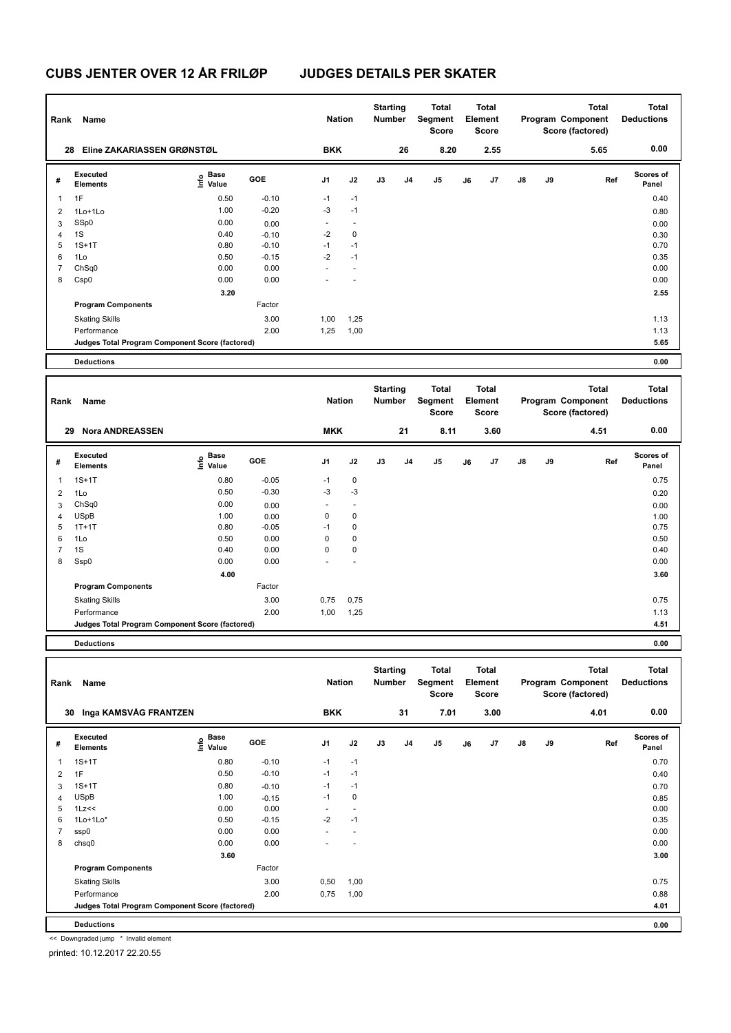# CUBS JENTER OVER 12 ÅR FRILØP JUDGES DETAILS PER SKATER

| Rank | Name | Nation | Starting Number | Total Segment Score | Total Element Score | Total Program Component Score (factored) | Total Deductions |
|---|---|---|---|---|---|---|---|
| 28 | Eline ZAKARIASSEN GRØNSTØL | BKK | 26 | 8.20 | 2.55 | 5.65 | 0.00 |

| # | Executed Elements | Info | Base Value | GOE | J1 | J2 | J3 | J4 | J5 | J6 | J7 | J8 | J9 | Ref | Scores of Panel |
|---|---|---|---|---|---|---|---|---|---|---|---|---|---|---|---|
| 1 | 1F | | 0.50 | -0.10 | -1 | -1 | | | | | | | | | 0.40 |
| 2 | 1Lo+1Lo | | 1.00 | -0.20 | -3 | -1 | | | | | | | | | 0.80 |
| 3 | SSp0 | | 0.00 | 0.00 | - | - | | | | | | | | | 0.00 |
| 4 | 1S | | 0.40 | -0.10 | -2 | 0 | | | | | | | | | 0.30 |
| 5 | 1S+1T | | 0.80 | -0.10 | -1 | -1 | | | | | | | | | 0.70 |
| 6 | 1Lo | | 0.50 | -0.15 | -2 | -1 | | | | | | | | | 0.35 |
| 7 | ChSq0 | | 0.00 | 0.00 | - | - | | | | | | | | | 0.00 |
| 8 | Csp0 | | 0.00 | 0.00 | - | - | | | | | | | | | 0.00 |
| | | | 3.20 | | | | | | | | | | | | 2.55 |
| | **Program Components** | | | Factor | | | | | | | | | | | |
| | Skating Skills | | | 3.00 | 1,00 | 1,25 | | | | | | | | | 1.13 |
| | Performance | | | 2.00 | 1,25 | 1,00 | | | | | | | | | 1.13 |
| | **Judges Total Program Component Score (factored)** | | | | | | | | | | | | | | 5.65 |
| | **Deductions** | | | | | | | | | | | | | | 0.00 |

| Rank | Name | Nation | Starting Number | Total Segment Score | Total Element Score | Total Program Component Score (factored) | Total Deductions |
|---|---|---|---|---|---|---|---|
| 29 | Nora ANDREASSEN | MKK | 21 | 8.11 | 3.60 | 4.51 | 0.00 |

| # | Executed Elements | Info | Base Value | GOE | J1 | J2 | J3 | J4 | J5 | J6 | J7 | J8 | J9 | Ref | Scores of Panel |
|---|---|---|---|---|---|---|---|---|---|---|---|---|---|---|---|
| 1 | 1S+1T | | 0.80 | -0.05 | -1 | 0 | | | | | | | | | 0.75 |
| 2 | 1Lo | | 0.50 | -0.30 | -3 | -3 | | | | | | | | | 0.20 |
| 3 | ChSq0 | | 0.00 | 0.00 | - | - | | | | | | | | | 0.00 |
| 4 | USpB | | 1.00 | 0.00 | 0 | 0 | | | | | | | | | 1.00 |
| 5 | 1T+1T | | 0.80 | -0.05 | -1 | 0 | | | | | | | | | 0.75 |
| 6 | 1Lo | | 0.50 | 0.00 | 0 | 0 | | | | | | | | | 0.50 |
| 7 | 1S | | 0.40 | 0.00 | 0 | 0 | | | | | | | | | 0.40 |
| 8 | Ssp0 | | 0.00 | 0.00 | - | - | | | | | | | | | 0.00 |
| | | | 4.00 | | | | | | | | | | | | 3.60 |
| | **Program Components** | | | Factor | | | | | | | | | | | |
| | Skating Skills | | | 3.00 | 0,75 | 0,75 | | | | | | | | | 0.75 |
| | Performance | | | 2.00 | 1,00 | 1,25 | | | | | | | | | 1.13 |
| | **Judges Total Program Component Score (factored)** | | | | | | | | | | | | | | 4.51 |
| | **Deductions** | | | | | | | | | | | | | | 0.00 |

| Rank | Name | Nation | Starting Number | Total Segment Score | Total Element Score | Total Program Component Score (factored) | Total Deductions |
|---|---|---|---|---|---|---|---|
| 30 | Inga KAMSVÅG FRANTZEN | BKK | 31 | 7.01 | 3.00 | 4.01 | 0.00 |

| # | Executed Elements | Info | Base Value | GOE | J1 | J2 | J3 | J4 | J5 | J6 | J7 | J8 | J9 | Ref | Scores of Panel |
|---|---|---|---|---|---|---|---|---|---|---|---|---|---|---|---|
| 1 | 1S+1T | | 0.80 | -0.10 | -1 | -1 | | | | | | | | | 0.70 |
| 2 | 1F | | 0.50 | -0.10 | -1 | -1 | | | | | | | | | 0.40 |
| 3 | 1S+1T | | 0.80 | -0.10 | -1 | -1 | | | | | | | | | 0.70 |
| 4 | USpB | | 1.00 | -0.15 | -1 | 0 | | | | | | | | | 0.85 |
| 5 | 1Lz<< | | 0.00 | 0.00 | - | - | | | | | | | | | 0.00 |
| 6 | 1Lo+1Lo* | | 0.50 | -0.15 | -2 | -1 | | | | | | | | | 0.35 |
| 7 | ssp0 | | 0.00 | 0.00 | - | - | | | | | | | | | 0.00 |
| 8 | chsq0 | | 0.00 | 0.00 | - | - | | | | | | | | | 0.00 |
| | | | 3.60 | | | | | | | | | | | | 3.00 |
| | **Program Components** | | | Factor | | | | | | | | | | | |
| | Skating Skills | | | 3.00 | 0,50 | 1,00 | | | | | | | | | 0.75 |
| | Performance | | | 2.00 | 0,75 | 1,00 | | | | | | | | | 0.88 |
| | **Judges Total Program Component Score (factored)** | | | | | | | | | | | | | | 4.01 |
| | **Deductions** | | | | | | | | | | | | | | 0.00 |

<< Downgraded jump * Invalid element

printed: 10.12.2017 22.20.55